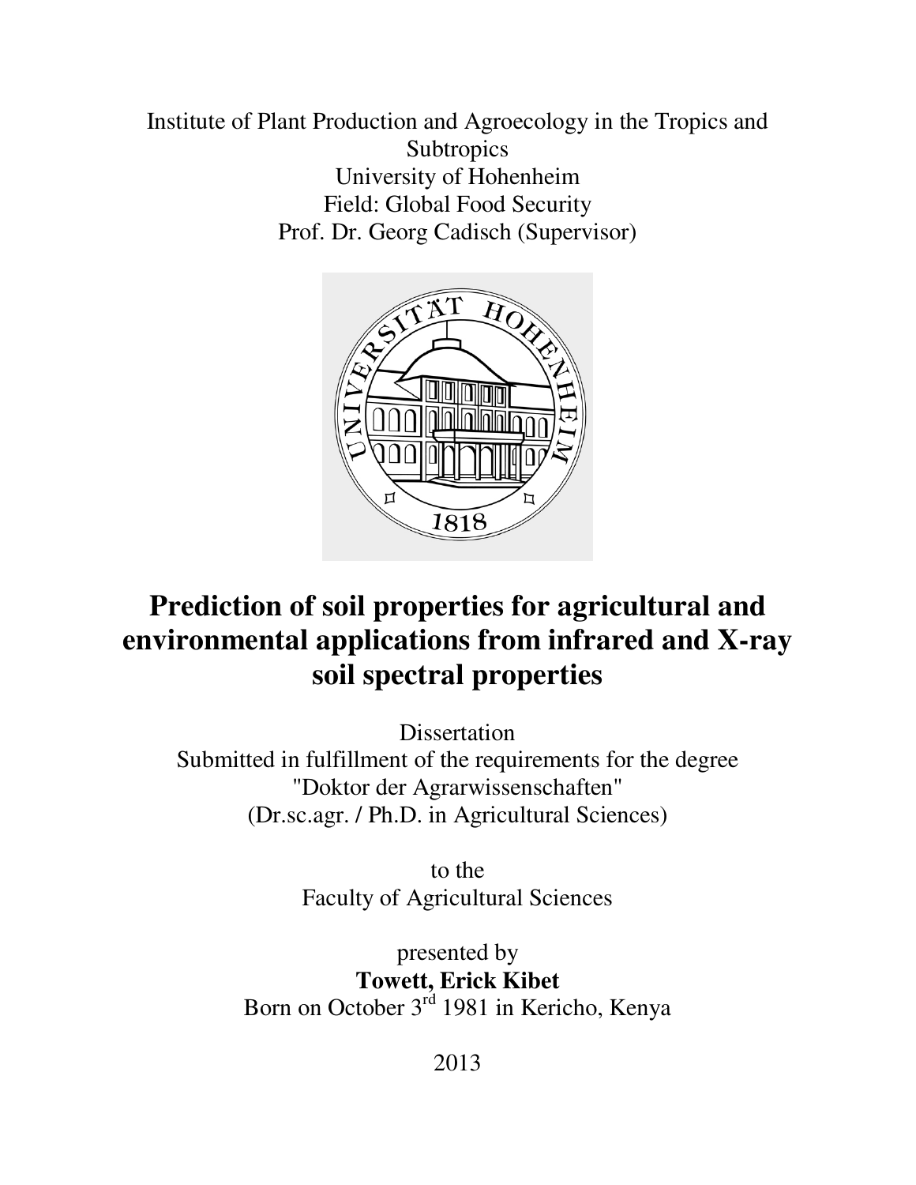Institute of Plant Production and Agroecology in the Tropics and Subtropics
University of Hohenheim
Field: Global Food Security
Prof. Dr. Georg Cadisch (Supervisor)

# Prediction of soil properties for agricultural and environmental applications from infrared and X-ray soil spectral properties

Dissertation
Submitted in fulfillment of the requirements for the degree
"Doktor der Agrarwissenschaften"
(Dr.sc.agr. / Ph.D. in Agricultural Sciences)

to the
Faculty of Agricultural Sciences

presented by
**Towett, Erick Kibet**
Born on October 3rd 1981 in Kericho, Kenya

2013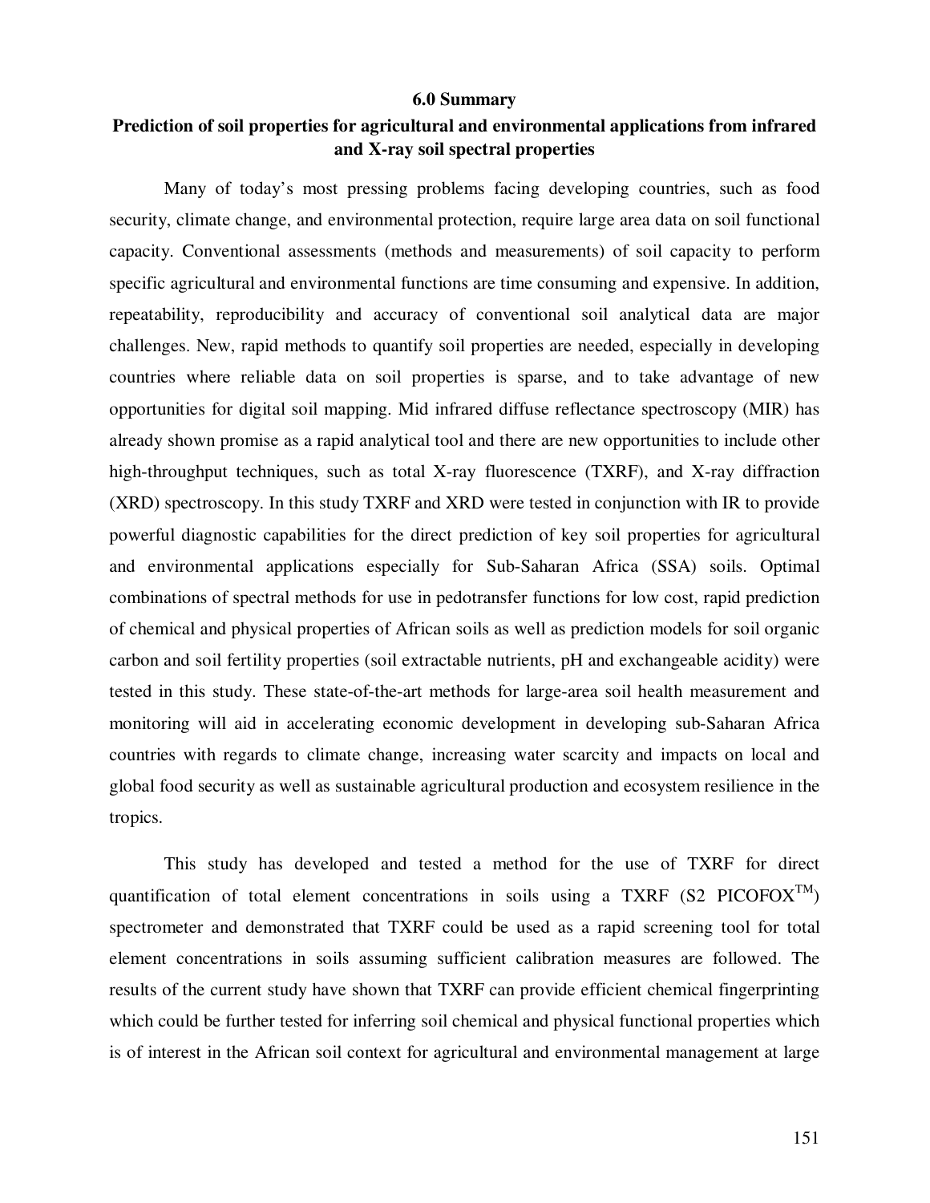## 6.0 Summary

## Prediction of soil properties for agricultural and environmental applications from infrared and X-ray soil spectral properties

Many of today's most pressing problems facing developing countries, such as food security, climate change, and environmental protection, require large area data on soil functional capacity. Conventional assessments (methods and measurements) of soil capacity to perform specific agricultural and environmental functions are time consuming and expensive. In addition, repeatability, reproducibility and accuracy of conventional soil analytical data are major challenges. New, rapid methods to quantify soil properties are needed, especially in developing countries where reliable data on soil properties is sparse, and to take advantage of new opportunities for digital soil mapping. Mid infrared diffuse reflectance spectroscopy (MIR) has already shown promise as a rapid analytical tool and there are new opportunities to include other high-throughput techniques, such as total X-ray fluorescence (TXRF), and X-ray diffraction (XRD) spectroscopy. In this study TXRF and XRD were tested in conjunction with IR to provide powerful diagnostic capabilities for the direct prediction of key soil properties for agricultural and environmental applications especially for Sub-Saharan Africa (SSA) soils. Optimal combinations of spectral methods for use in pedotransfer functions for low cost, rapid prediction of chemical and physical properties of African soils as well as prediction models for soil organic carbon and soil fertility properties (soil extractable nutrients, pH and exchangeable acidity) were tested in this study. These state-of-the-art methods for large-area soil health measurement and monitoring will aid in accelerating economic development in developing sub-Saharan Africa countries with regards to climate change, increasing water scarcity and impacts on local and global food security as well as sustainable agricultural production and ecosystem resilience in the tropics.

This study has developed and tested a method for the use of TXRF for direct quantification of total element concentrations in soils using a TXRF (S2 PICOFOX$^{TM}$) spectrometer and demonstrated that TXRF could be used as a rapid screening tool for total element concentrations in soils assuming sufficient calibration measures are followed. The results of the current study have shown that TXRF can provide efficient chemical fingerprinting which could be further tested for inferring soil chemical and physical functional properties which is of interest in the African soil context for agricultural and environmental management at large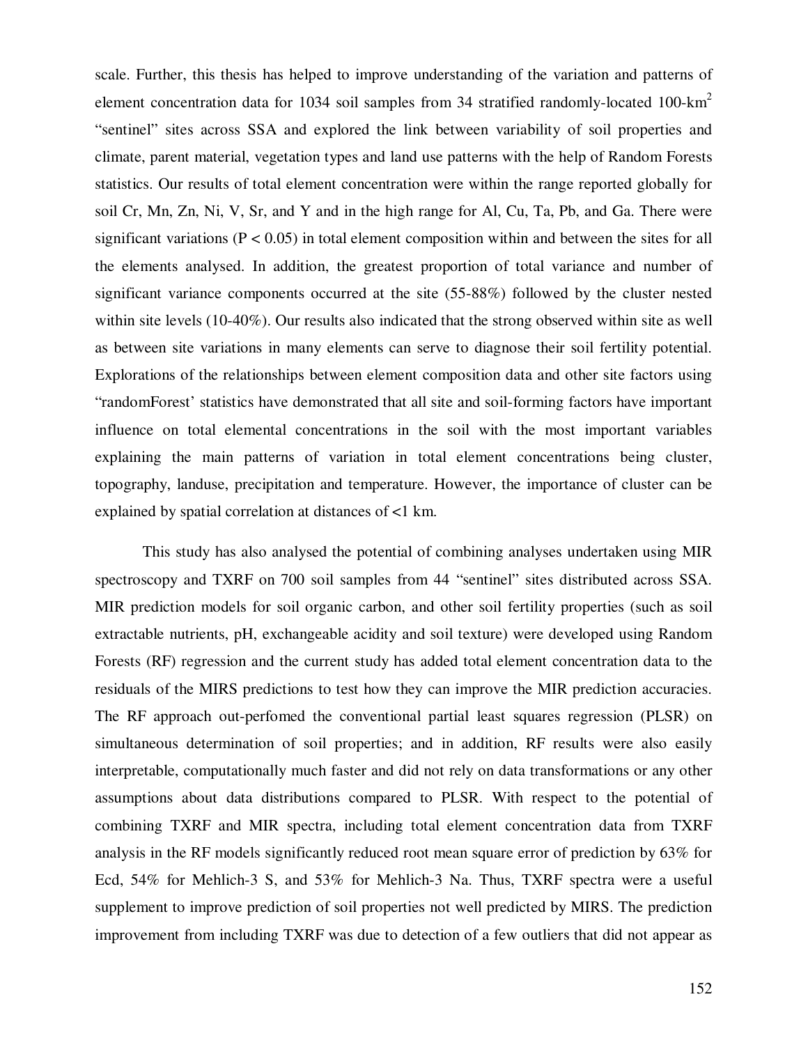scale. Further, this thesis has helped to improve understanding of the variation and patterns of element concentration data for 1034 soil samples from 34 stratified randomly-located 100-km$^2$ "sentinel" sites across SSA and explored the link between variability of soil properties and climate, parent material, vegetation types and land use patterns with the help of Random Forests statistics. Our results of total element concentration were within the range reported globally for soil Cr, Mn, Zn, Ni, V, Sr, and Y and in the high range for Al, Cu, Ta, Pb, and Ga. There were significant variations ($P < 0.05$) in total element composition within and between the sites for all the elements analysed. In addition, the greatest proportion of total variance and number of significant variance components occurred at the site (55-88%) followed by the cluster nested within site levels (10-40%). Our results also indicated that the strong observed within site as well as between site variations in many elements can serve to diagnose their soil fertility potential. Explorations of the relationships between element composition data and other site factors using "randomForest' statistics have demonstrated that all site and soil-forming factors have important influence on total elemental concentrations in the soil with the most important variables explaining the main patterns of variation in total element concentrations being cluster, topography, landuse, precipitation and temperature. However, the importance of cluster can be explained by spatial correlation at distances of <1 km.

This study has also analysed the potential of combining analyses undertaken using MIR spectroscopy and TXRF on 700 soil samples from 44 "sentinel" sites distributed across SSA. MIR prediction models for soil organic carbon, and other soil fertility properties (such as soil extractable nutrients, pH, exchangeable acidity and soil texture) were developed using Random Forests (RF) regression and the current study has added total element concentration data to the residuals of the MIRS predictions to test how they can improve the MIR prediction accuracies. The RF approach out-perfomed the conventional partial least squares regression (PLSR) on simultaneous determination of soil properties; and in addition, RF results were also easily interpretable, computationally much faster and did not rely on data transformations or any other assumptions about data distributions compared to PLSR. With respect to the potential of combining TXRF and MIR spectra, including total element concentration data from TXRF analysis in the RF models significantly reduced root mean square error of prediction by 63% for Ecd, 54% for Mehlich-3 S, and 53% for Mehlich-3 Na. Thus, TXRF spectra were a useful supplement to improve prediction of soil properties not well predicted by MIRS. The prediction improvement from including TXRF was due to detection of a few outliers that did not appear as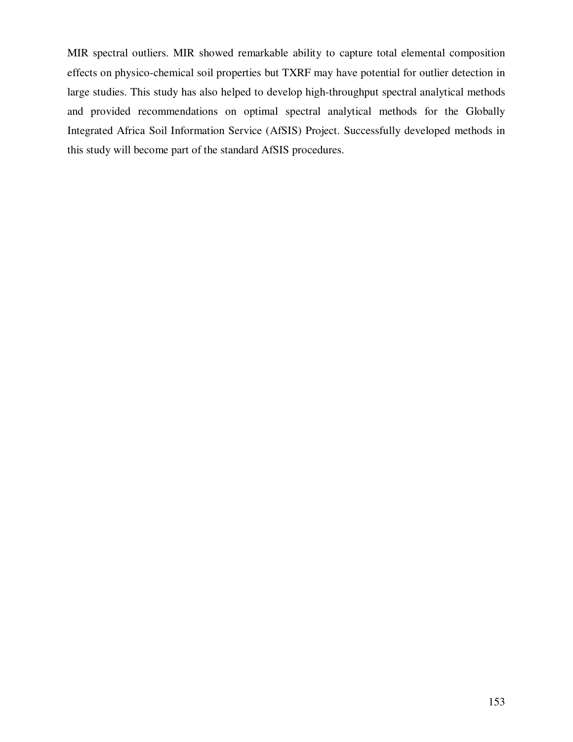MIR spectral outliers. MIR showed remarkable ability to capture total elemental composition effects on physico-chemical soil properties but TXRF may have potential for outlier detection in large studies. This study has also helped to develop high-throughput spectral analytical methods and provided recommendations on optimal spectral analytical methods for the Globally Integrated Africa Soil Information Service (AfSIS) Project. Successfully developed methods in this study will become part of the standard AfSIS procedures.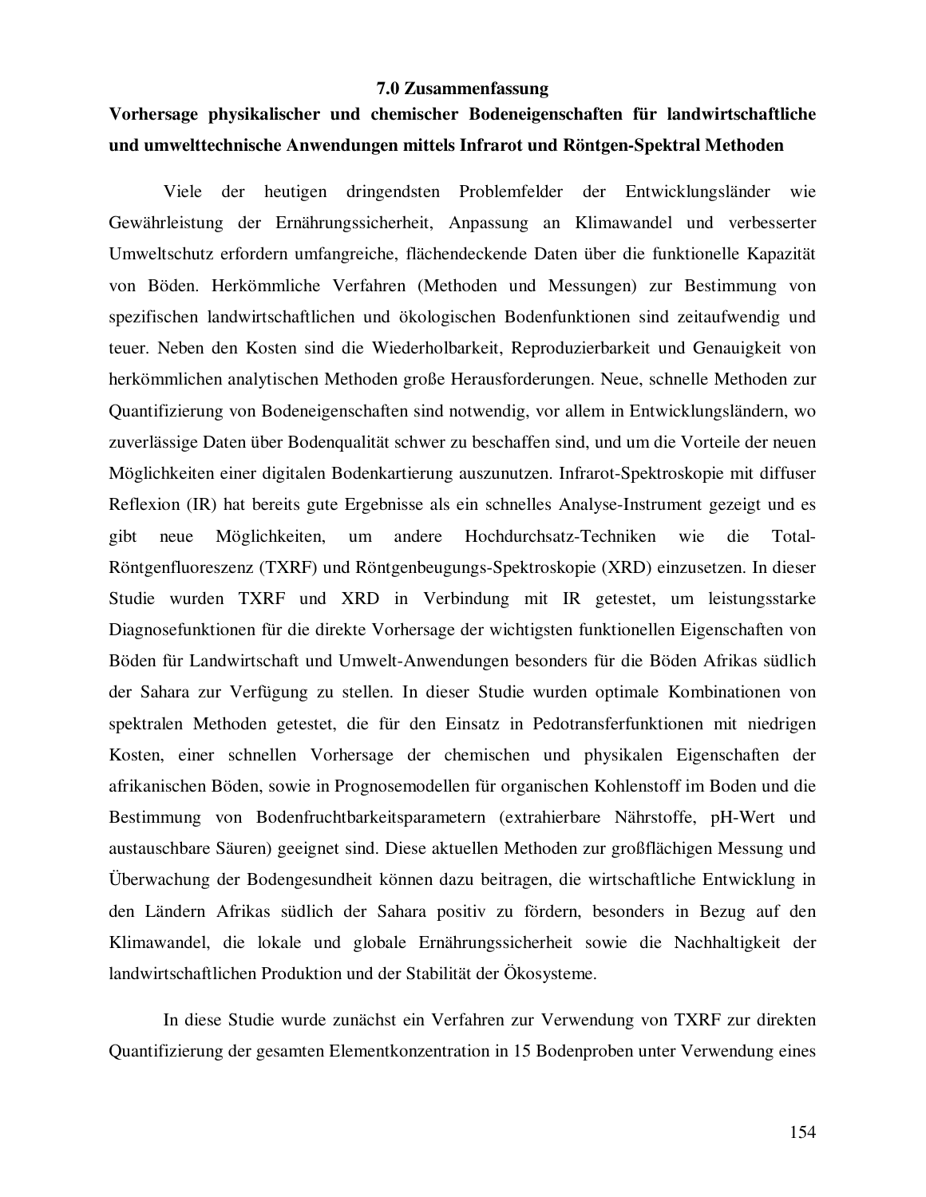## 7.0 Zusammenfassung

**Vorhersage physikalischer und chemischer Bodeneigenschaften für landwirtschaftliche und umwelttechnische Anwendungen mittels Infrarot und Röntgen-Spektral Methoden**

Viele der heutigen dringendsten Problemfelder der Entwicklungsländer wie Gewährleistung der Ernährungssicherheit, Anpassung an Klimawandel und verbesserter Umweltschutz erfordern umfangreiche, flächendeckende Daten über die funktionelle Kapazität von Böden. Herkömmliche Verfahren (Methoden und Messungen) zur Bestimmung von spezifischen landwirtschaftlichen und ökologischen Bodenfunktionen sind zeitaufwendig und teuer. Neben den Kosten sind die Wiederholbarkeit, Reproduzierbarkeit und Genauigkeit von herkömmlichen analytischen Methoden große Herausforderungen. Neue, schnelle Methoden zur Quantifizierung von Bodeneigenschaften sind notwendig, vor allem in Entwicklungsländern, wo zuverlässige Daten über Bodenqualität schwer zu beschaffen sind, und um die Vorteile der neuen Möglichkeiten einer digitalen Bodenkartierung auszunutzen. Infrarot-Spektroskopie mit diffuser Reflexion (IR) hat bereits gute Ergebnisse als ein schnelles Analyse-Instrument gezeigt und es gibt neue Möglichkeiten, um andere Hochdurchsatz-Techniken wie die Total-Röntgenfluoreszenz (TXRF) und Röntgenbeugungs-Spektroskopie (XRD) einzusetzen. In dieser Studie wurden TXRF und XRD in Verbindung mit IR getestet, um leistungsstarke Diagnosefunktionen für die direkte Vorhersage der wichtigsten funktionellen Eigenschaften von Böden für Landwirtschaft und Umwelt-Anwendungen besonders für die Böden Afrikas südlich der Sahara zur Verfügung zu stellen. In dieser Studie wurden optimale Kombinationen von spektralen Methoden getestet, die für den Einsatz in Pedotransferfunktionen mit niedrigen Kosten, einer schnellen Vorhersage der chemischen und physikalen Eigenschaften der afrikanischen Böden, sowie in Prognosemodellen für organischen Kohlenstoff im Boden und die Bestimmung von Bodenfruchtbarkeitsparametern (extrahierbare Nährstoffe, pH-Wert und austauschbare Säuren) geeignet sind. Diese aktuellen Methoden zur großflächigen Messung und Überwachung der Bodengesundheit können dazu beitragen, die wirtschaftliche Entwicklung in den Ländern Afrikas südlich der Sahara positiv zu fördern, besonders in Bezug auf den Klimawandel, die lokale und globale Ernährungssicherheit sowie die Nachhaltigkeit der landwirtschaftlichen Produktion und der Stabilität der Ökosysteme.

In diese Studie wurde zunächst ein Verfahren zur Verwendung von TXRF zur direkten Quantifizierung der gesamten Elementkonzentration in 15 Bodenproben unter Verwendung eines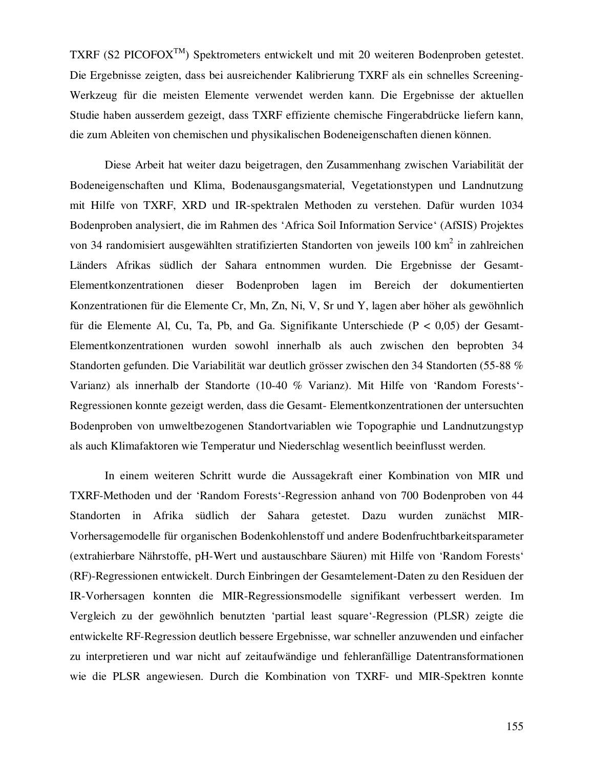TXRF (S2 PICOFOX$^{TM}$) Spektrometers entwickelt und mit 20 weiteren Bodenproben getestet. Die Ergebnisse zeigten, dass bei ausreichender Kalibrierung TXRF als ein schnelles Screening-Werkzeug für die meisten Elemente verwendet werden kann. Die Ergebnisse der aktuellen Studie haben ausserdem gezeigt, dass TXRF effiziente chemische Fingerabdrücke liefern kann, die zum Ableiten von chemischen und physikalischen Bodeneigenschaften dienen können.

Diese Arbeit hat weiter dazu beigetragen, den Zusammenhang zwischen Variabilität der Bodeneigenschaften und Klima, Bodenausgangsmaterial, Vegetationstypen und Landnutzung mit Hilfe von TXRF, XRD und IR-spektralen Methoden zu verstehen. Dafür wurden 1034 Bodenproben analysiert, die im Rahmen des 'Africa Soil Information Service' (AfSIS) Projektes von 34 randomisiert ausgewählten stratifizierten Standorten von jeweils 100 km$^2$ in zahlreichen Länders Afrikas südlich der Sahara entnommen wurden. Die Ergebnisse der Gesamt-Elementkonzentrationen dieser Bodenproben lagen im Bereich der dokumentierten Konzentrationen für die Elemente Cr, Mn, Zn, Ni, V, Sr und Y, lagen aber höher als gewöhnlich für die Elemente Al, Cu, Ta, Pb, and Ga. Signifikante Unterschiede ($P < 0{,}05$) der Gesamt-Elementkonzentrationen wurden sowohl innerhalb als auch zwischen den beprobten 34 Standorten gefunden. Die Variabilität war deutlich grösser zwischen den 34 Standorten (55-88 % Varianz) als innerhalb der Standorte (10-40 % Varianz). Mit Hilfe von 'Random Forests'-Regressionen konnte gezeigt werden, dass die Gesamt- Elementkonzentrationen der untersuchten Bodenproben von umweltbezogenen Standortvariablen wie Topographie und Landnutzungstyp als auch Klimafaktoren wie Temperatur und Niederschlag wesentlich beeinflusst werden.

In einem weiteren Schritt wurde die Aussagekraft einer Kombination von MIR und TXRF-Methoden und der 'Random Forests'-Regression anhand von 700 Bodenproben von 44 Standorten in Afrika südlich der Sahara getestet. Dazu wurden zunächst MIR-Vorhersagemodelle für organischen Bodenkohlenstoff und andere Bodenfruchtbarkeitsparameter (extrahierbare Nährstoffe, pH-Wert und austauschbare Säuren) mit Hilfe von 'Random Forests' (RF)-Regressionen entwickelt. Durch Einbringen der Gesamtelement-Daten zu den Residuen der IR-Vorhersagen konnten die MIR-Regressionsmodelle signifikant verbessert werden. Im Vergleich zu der gewöhnlich benutzten 'partial least square'-Regression (PLSR) zeigte die entwickelte RF-Regression deutlich bessere Ergebnisse, war schneller anzuwenden und einfacher zu interpretieren und war nicht auf zeitaufwändige und fehleranfällige Datentransformationen wie die PLSR angewiesen. Durch die Kombination von TXRF- und MIR-Spektren konnte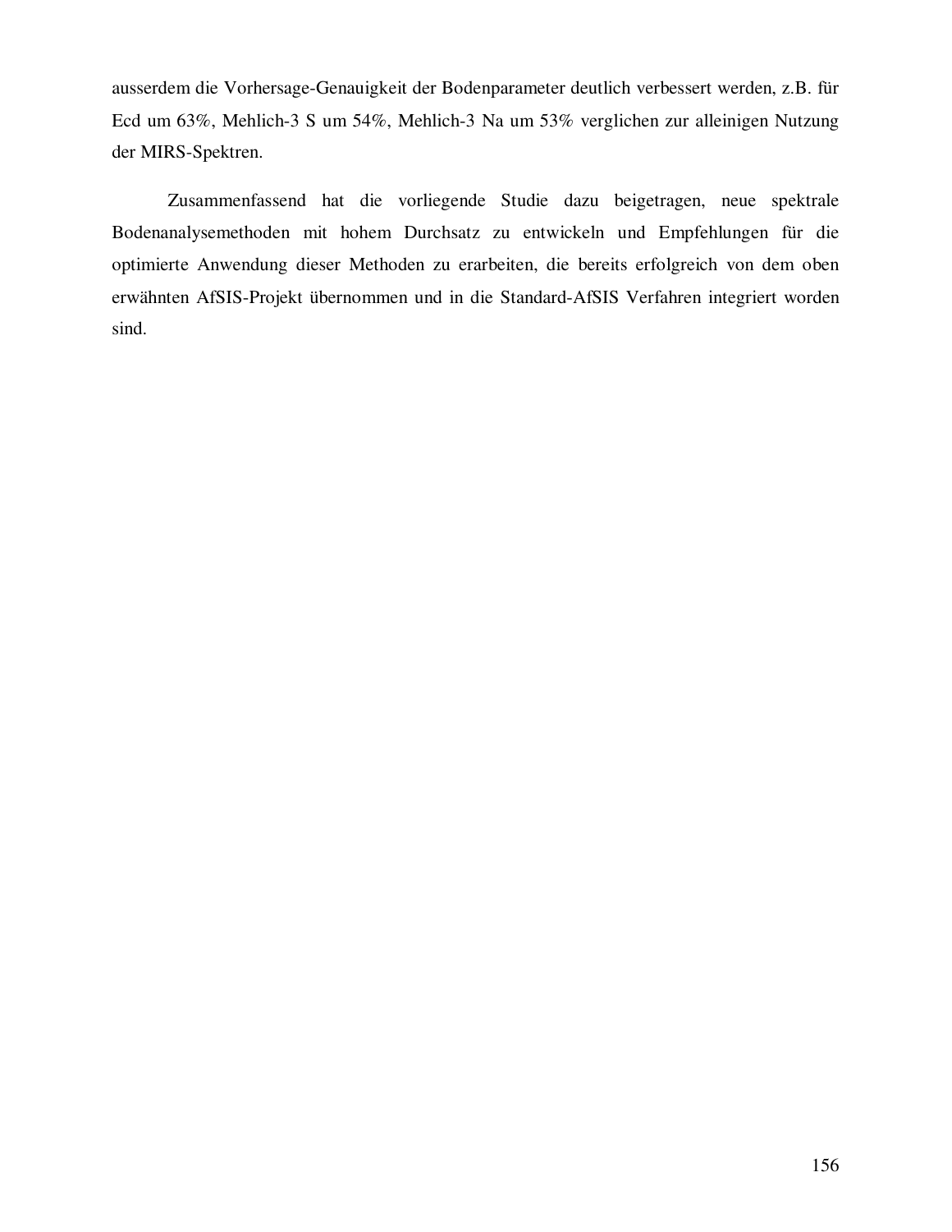ausserdem die Vorhersage-Genauigkeit der Bodenparameter deutlich verbessert werden, z.B. für Ecd um 63%, Mehlich-3 S um 54%, Mehlich-3 Na um 53% verglichen zur alleinigen Nutzung der MIRS-Spektren.

Zusammenfassend hat die vorliegende Studie dazu beigetragen, neue spektrale Bodenanalysemethoden mit hohem Durchsatz zu entwickeln und Empfehlungen für die optimierte Anwendung dieser Methoden zu erarbeiten, die bereits erfolgreich von dem oben erwähnten AfSIS-Projekt übernommen und in die Standard-AfSIS Verfahren integriert worden sind.